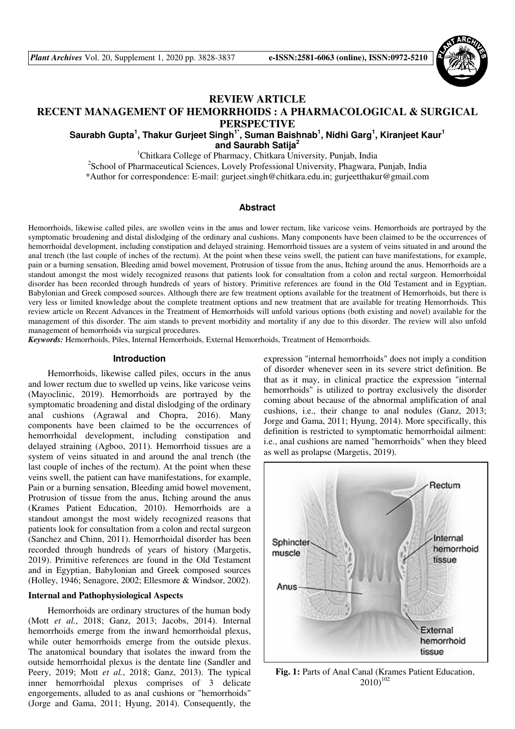# REVIEW ARTICLE

# RECENT MANAGEMENT OF HEMORRHOIDS : A PHARMACOLOGICAL & SURGICAL PERSPECTIVE

**Saurabh Gupta[1], Thakur Gurjeet Singh[1*], Suman Baishnab[1], Nidhi Garg[1], Kiranjeet Kaur[1] and Saurabh Satija[2]**

[1]Chitkara College of Pharmacy, Chitkara University, Punjab, India

[2]School of Pharmaceutical Sciences, Lovely Professional University, Phagwara, Punjab, India

*Author for correspondence: E-mail: gurjeet.singh@chitkara.edu.in; gurjeetthakur@gmail.com

## Abstract

Hemorrhoids, likewise called piles, are swollen veins in the anus and lower rectum, like varicose veins. Hemorrhoids are portrayed by the symptomatic broadening and distal dislodging of the ordinary anal cushions. Many components have been claimed to be the occurrences of hemorrhoidal development, including constipation and delayed straining. Hemorrhoid tissues are a system of veins situated in and around the anal trench (the last couple of inches of the rectum). At the point when these veins swell, the patient can have manifestations, for example, pain or a burning sensation, Bleeding amid bowel movement, Protrusion of tissue from the anus, Itching around the anus. Hemorrhoids are a standout amongst the most widely recognized reasons that patients look for consultation from a colon and rectal surgeon. Hemorrhoidal disorder has been recorded through hundreds of years of history. Primitive references are found in the Old Testament and in Egyptian, Babylonian and Greek composed sources. Although there are few treatment options available for the treatment of Hemorrhoids, but there is very less or limited knowledge about the complete treatment options and new treatment that are available for treating Hemorrhoids. This review article on Recent Advances in the Treatment of Hemorrhoids will unfold various options (both existing and novel) available for the management of this disorder. The aim stands to prevent morbidity and mortality if any due to this disorder. The review will also unfold management of hemorrhoids via surgical procedures.

***Keywords:*** Hemorrhoids, Piles, Internal Hemorrhoids, External Hemorrhoids, Treatment of Hemorrhoids.

## Introduction

Hemorrhoids, likewise called piles, occurs in the anus and lower rectum due to swelled up veins, like varicose veins (Mayoclinic, 2019). Hemorrhoids are portrayed by the symptomatic broadening and distal dislodging of the ordinary anal cushions (Agrawal and Chopra, 2016). Many components have been claimed to be the occurrences of hemorrhoidal development, including constipation and delayed straining (Agboo, 2011). Hemorrhoid tissues are a system of veins situated in and around the anal trench (the last couple of inches of the rectum). At the point when these veins swell, the patient can have manifestations, for example, Pain or a burning sensation, Bleeding amid bowel movement, Protrusion of tissue from the anus, Itching around the anus (Krames Patient Education, 2010). Hemorrhoids are a standout amongst the most widely recognized reasons that patients look for consultation from a colon and rectal surgeon (Sanchez and Chinn, 2011). Hemorrhoidal disorder has been recorded through hundreds of years of history (Margetis, 2019). Primitive references are found in the Old Testament and in Egyptian, Babylonian and Greek composed sources (Holley, 1946; Senagore, 2002; Ellesmore & Windsor, 2002).

### Internal and Pathophysiological Aspects

Hemorrhoids are ordinary structures of the human body (Mott *et al.*, 2018; Ganz, 2013; Jacobs, 2014). Internal hemorrhoids emerge from the inward hemorrhoidal plexus, while outer hemorrhoids emerge from the outside plexus. The anatomical boundary that isolates the inward from the outside hemorrhoidal plexus is the dentate line (Sandler and Peery, 2019; Mott *et al.*, 2018; Ganz, 2013). The typical inner hemorrhoidal plexus comprises of 3 delicate engorgements, alluded to as anal cushions or "hemorrhoids" (Jorge and Gama, 2011; Hyung, 2014). Consequently, the expression "internal hemorrhoids" does not imply a condition of disorder whenever seen in its severe strict definition. Be that as it may, in clinical practice the expression "internal hemorrhoids" is utilized to portray exclusively the disorder coming about because of the abnormal amplification of anal cushions, i.e., their change to anal nodules (Ganz, 2013; Jorge and Gama, 2011; Hyung, 2014). More specifically, this definition is restricted to symptomatic hemorrhoidal ailment: i.e., anal cushions are named "hemorrhoids" when they bleed as well as prolapse (Margetis, 2019).

**Fig. 1:** Parts of Anal Canal (Krames Patient Education, 2010)[102]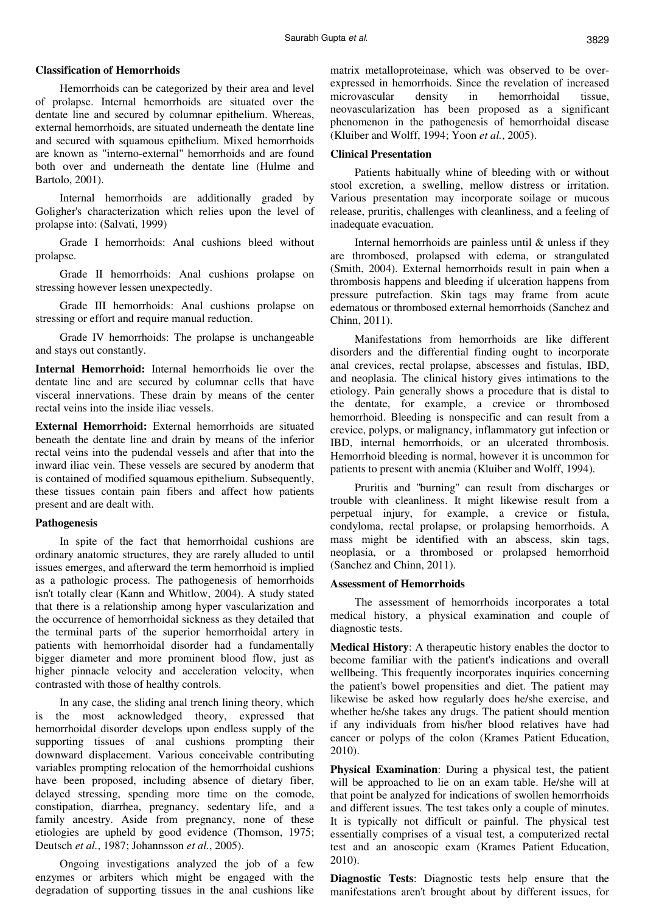### Classification of Hemorrhoids

Hemorrhoids can be categorized by their area and level of prolapse. Internal hemorrhoids are situated over the dentate line and secured by columnar epithelium. Whereas, external hemorrhoids, are situated underneath the dentate line and secured with squamous epithelium. Mixed hemorrhoids are known as "interno-external" hemorrhoids and are found both over and underneath the dentate line (Hulme and Bartolo, 2001).

Internal hemorrhoids are additionally graded by Goligher's characterization which relies upon the level of prolapse into: (Salvati, 1999)

Grade I hemorrhoids: Anal cushions bleed without prolapse.

Grade II hemorrhoids: Anal cushions prolapse on stressing however lessen unexpectedly.

Grade III hemorrhoids: Anal cushions prolapse on stressing or effort and require manual reduction.

Grade IV hemorrhoids: The prolapse is unchangeable and stays out constantly.

**Internal Hemorrhoid:** Internal hemorrhoids lie over the dentate line and are secured by columnar cells that have visceral innervations. These drain by means of the center rectal veins into the inside iliac vessels.

**External Hemorrhoid:** External hemorrhoids are situated beneath the dentate line and drain by means of the inferior rectal veins into the pudendal vessels and after that into the inward iliac vein. These vessels are secured by anoderm that is contained of modified squamous epithelium. Subsequently, these tissues contain pain fibers and affect how patients present and are dealt with.

### Pathogenesis

In spite of the fact that hemorrhoidal cushions are ordinary anatomic structures, they are rarely alluded to until issues emerges, and afterward the term hemorrhoid is implied as a pathologic process. The pathogenesis of hemorrhoids isn't totally clear (Kann and Whitlow, 2004). A study stated that there is a relationship among hyper vascularization and the occurrence of hemorrhoidal sickness as they detailed that the terminal parts of the superior hemorrhoidal artery in patients with hemorrhoidal disorder had a fundamentally bigger diameter and more prominent blood flow, just as higher pinnacle velocity and acceleration velocity, when contrasted with those of healthy controls.

In any case, the sliding anal trench lining theory, which is the most acknowledged theory, expressed that hemorrhoidal disorder develops upon endless supply of the supporting tissues of anal cushions prompting their downward displacement. Various conceivable contributing variables prompting relocation of the hemorrhoidal cushions have been proposed, including absence of dietary fiber, delayed stressing, spending more time on the comode, constipation, diarrhea, pregnancy, sedentary life, and a family ancestry. Aside from pregnancy, none of these etiologies are upheld by good evidence (Thomson, 1975; Deutsch *et al.*, 1987; Johannsson *et al.*, 2005).

Ongoing investigations analyzed the job of a few enzymes or arbiters which might be engaged with the degradation of supporting tissues in the anal cushions like matrix metalloproteinase, which was observed to be over-expressed in hemorrhoids. Since the revelation of increased microvascular density in hemorrhoidal tissue, neovascularization has been proposed as a significant phenomenon in the pathogenesis of hemorrhoidal disease (Kluiber and Wolff, 1994; Yoon *et al.*, 2005).

### Clinical Presentation

Patients habitually whine of bleeding with or without stool excretion, a swelling, mellow distress or irritation. Various presentation may incorporate soilage or mucous release, pruritis, challenges with cleanliness, and a feeling of inadequate evacuation.

Internal hemorrhoids are painless until & unless if they are thrombosed, prolapsed with edema, or strangulated (Smith, 2004). External hemorrhoids result in pain when a thrombosis happens and bleeding if ulceration happens from pressure putrefaction. Skin tags may frame from acute edematous or thrombosed external hemorrhoids (Sanchez and Chinn, 2011).

Manifestations from hemorrhoids are like different disorders and the differential finding ought to incorporate anal crevices, rectal prolapse, abscesses and fistulas, IBD, and neoplasia. The clinical history gives intimations to the etiology. Pain generally shows a procedure that is distal to the dentate, for example, a crevice or thrombosed hemorrhoid. Bleeding is nonspecific and can result from a crevice, polyps, or malignancy, inflammatory gut infection or IBD, internal hemorrhoids, or an ulcerated thrombosis. Hemorrhoid bleeding is normal, however it is uncommon for patients to present with anemia (Kluiber and Wolff, 1994).

Pruritis and "burning" can result from discharges or trouble with cleanliness. It might likewise result from a perpetual injury, for example, a crevice or fistula, condyloma, rectal prolapse, or prolapsing hemorrhoids. A mass might be identified with an abscess, skin tags, neoplasia, or a thrombosed or prolapsed hemorrhoid (Sanchez and Chinn, 2011).

### Assessment of Hemorrhoids

The assessment of hemorrhoids incorporates a total medical history, a physical examination and couple of diagnostic tests.

**Medical History**: A therapeutic history enables the doctor to become familiar with the patient's indications and overall wellbeing. This frequently incorporates inquiries concerning the patient's bowel propensities and diet. The patient may likewise be asked how regularly does he/she exercise, and whether he/she takes any drugs. The patient should mention if any individuals from his/her blood relatives have had cancer or polyps of the colon (Krames Patient Education, 2010).

**Physical Examination**: During a physical test, the patient will be approached to lie on an exam table. He/she will at that point be analyzed for indications of swollen hemorrhoids and different issues. The test takes only a couple of minutes. It is typically not difficult or painful. The physical test essentially comprises of a visual test, a computerized rectal test and an anoscopic exam (Krames Patient Education, 2010).

**Diagnostic Tests**: Diagnostic tests help ensure that the manifestations aren't brought about by different issues, for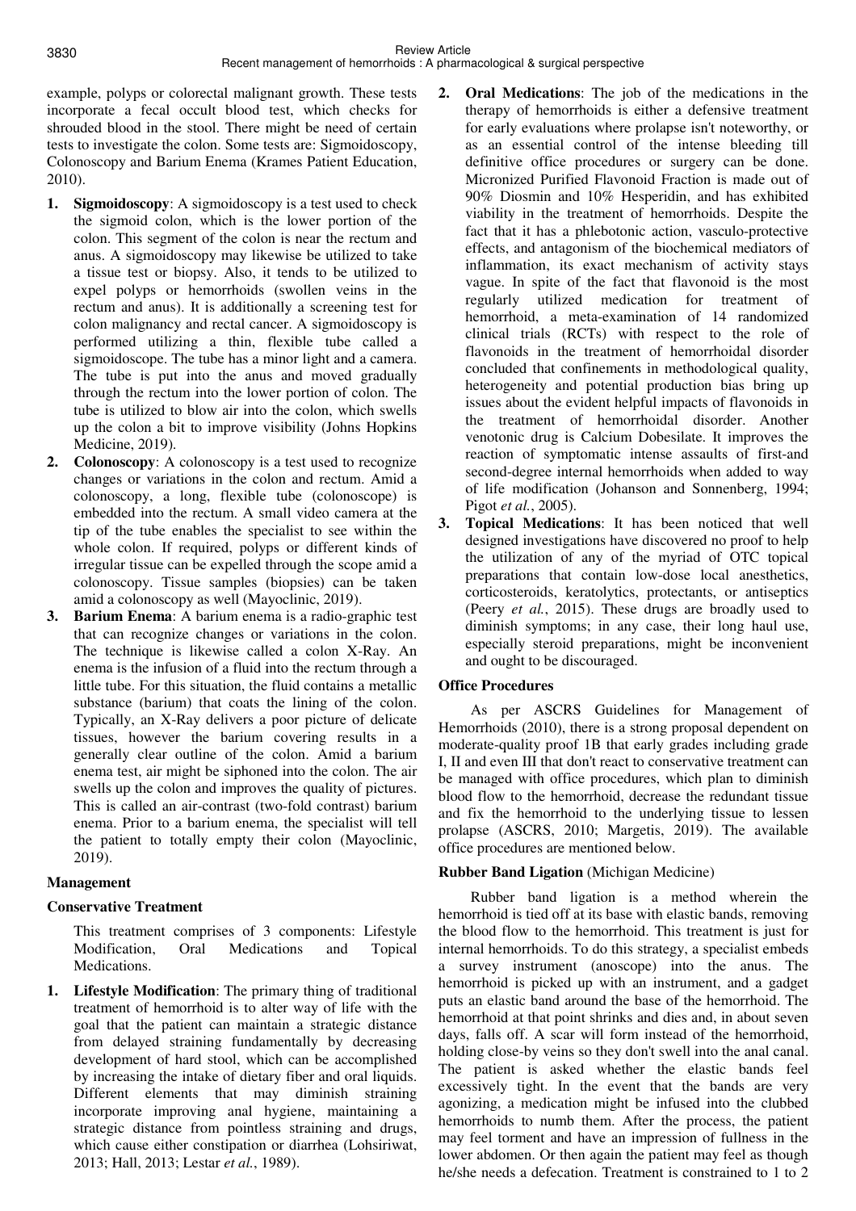example, polyps or colorectal malignant growth. These tests incorporate a fecal occult blood test, which checks for shrouded blood in the stool. There might be need of certain tests to investigate the colon. Some tests are: Sigmoidoscopy, Colonoscopy and Barium Enema (Krames Patient Education, 2010).

1. **Sigmoidoscopy**: A sigmoidoscopy is a test used to check the sigmoid colon, which is the lower portion of the colon. This segment of the colon is near the rectum and anus. A sigmoidoscopy may likewise be utilized to take a tissue test or biopsy. Also, it tends to be utilized to expel polyps or hemorrhoids (swollen veins in the rectum and anus). It is additionally a screening test for colon malignancy and rectal cancer. A sigmoidoscopy is performed utilizing a thin, flexible tube called a sigmoidoscope. The tube has a minor light and a camera. The tube is put into the anus and moved gradually through the rectum into the lower portion of colon. The tube is utilized to blow air into the colon, which swells up the colon a bit to improve visibility (Johns Hopkins Medicine, 2019).
2. **Colonoscopy**: A colonoscopy is a test used to recognize changes or variations in the colon and rectum. Amid a colonoscopy, a long, flexible tube (colonoscope) is embedded into the rectum. A small video camera at the tip of the tube enables the specialist to see within the whole colon. If required, polyps or different kinds of irregular tissue can be expelled through the scope amid a colonoscopy. Tissue samples (biopsies) can be taken amid a colonoscopy as well (Mayoclinic, 2019).
3. **Barium Enema**: A barium enema is a radio-graphic test that can recognize changes or variations in the colon. The technique is likewise called a colon X-Ray. An enema is the infusion of a fluid into the rectum through a little tube. For this situation, the fluid contains a metallic substance (barium) that coats the lining of the colon. Typically, an X-Ray delivers a poor picture of delicate tissues, however the barium covering results in a generally clear outline of the colon. Amid a barium enema test, air might be siphoned into the colon. The air swells up the colon and improves the quality of pictures. This is called an air-contrast (two-fold contrast) barium enema. Prior to a barium enema, the specialist will tell the patient to totally empty their colon (Mayoclinic, 2019).

## Management

### Conservative Treatment

This treatment comprises of 3 components: Lifestyle Modification, Oral Medications and Topical Medications.

1. **Lifestyle Modification**: The primary thing of traditional treatment of hemorrhoid is to alter way of life with the goal that the patient can maintain a strategic distance from delayed straining fundamentally by decreasing development of hard stool, which can be accomplished by increasing the intake of dietary fiber and oral liquids. Different elements that may diminish straining incorporate improving anal hygiene, maintaining a strategic distance from pointless straining and drugs, which cause either constipation or diarrhea (Lohsiriwat, 2013; Hall, 2013; Lestar *et al.*, 1989).
2. **Oral Medications**: The job of the medications in the therapy of hemorrhoids is either a defensive treatment for early evaluations where prolapse isn't noteworthy, or as an essential control of the intense bleeding till definitive office procedures or surgery can be done. Micronized Purified Flavonoid Fraction is made out of 90% Diosmin and 10% Hesperidin, and has exhibited viability in the treatment of hemorrhoids. Despite the fact that it has a phlebotonic action, vasculo-protective effects, and antagonism of the biochemical mediators of inflammation, its exact mechanism of activity stays vague. In spite of the fact that flavonoid is the most regularly utilized medication for treatment of hemorrhoid, a meta-examination of 14 randomized clinical trials (RCTs) with respect to the role of flavonoids in the treatment of hemorrhoidal disorder concluded that confinements in methodological quality, heterogeneity and potential production bias bring up issues about the evident helpful impacts of flavonoids in the treatment of hemorrhoidal disorder. Another venotonic drug is Calcium Dobesilate. It improves the reaction of symptomatic intense assaults of first-and second-degree internal hemorrhoids when added to way of life modification (Johanson and Sonnenberg, 1994; Pigot *et al.*, 2005).
3. **Topical Medications**: It has been noticed that well designed investigations have discovered no proof to help the utilization of any of the myriad of OTC topical preparations that contain low-dose local anesthetics, corticosteroids, keratolytics, protectants, or antiseptics (Peery *et al.*, 2015). These drugs are broadly used to diminish symptoms; in any case, their long haul use, especially steroid preparations, might be inconvenient and ought to be discouraged.

### Office Procedures

As per ASCRS Guidelines for Management of Hemorrhoids (2010), there is a strong proposal dependent on moderate-quality proof 1B that early grades including grade I, II and even III that don't react to conservative treatment can be managed with office procedures, which plan to diminish blood flow to the hemorrhoid, decrease the redundant tissue and fix the hemorrhoid to the underlying tissue to lessen prolapse (ASCRS, 2010; Margetis, 2019). The available office procedures are mentioned below.

**Rubber Band Ligation** (Michigan Medicine)

Rubber band ligation is a method wherein the hemorrhoid is tied off at its base with elastic bands, removing the blood flow to the hemorrhoid. This treatment is just for internal hemorrhoids. To do this strategy, a specialist embeds a survey instrument (anoscope) into the anus. The hemorrhoid is picked up with an instrument, and a gadget puts an elastic band around the base of the hemorrhoid. The hemorrhoid at that point shrinks and dies and, in about seven days, falls off. A scar will form instead of the hemorrhoid, holding close-by veins so they don't swell into the anal canal. The patient is asked whether the elastic bands feel excessively tight. In the event that the bands are very agonizing, a medication might be infused into the clubbed hemorrhoids to numb them. After the process, the patient may feel torment and have an impression of fullness in the lower abdomen. Or then again the patient may feel as though he/she needs a defecation. Treatment is constrained to 1 to 2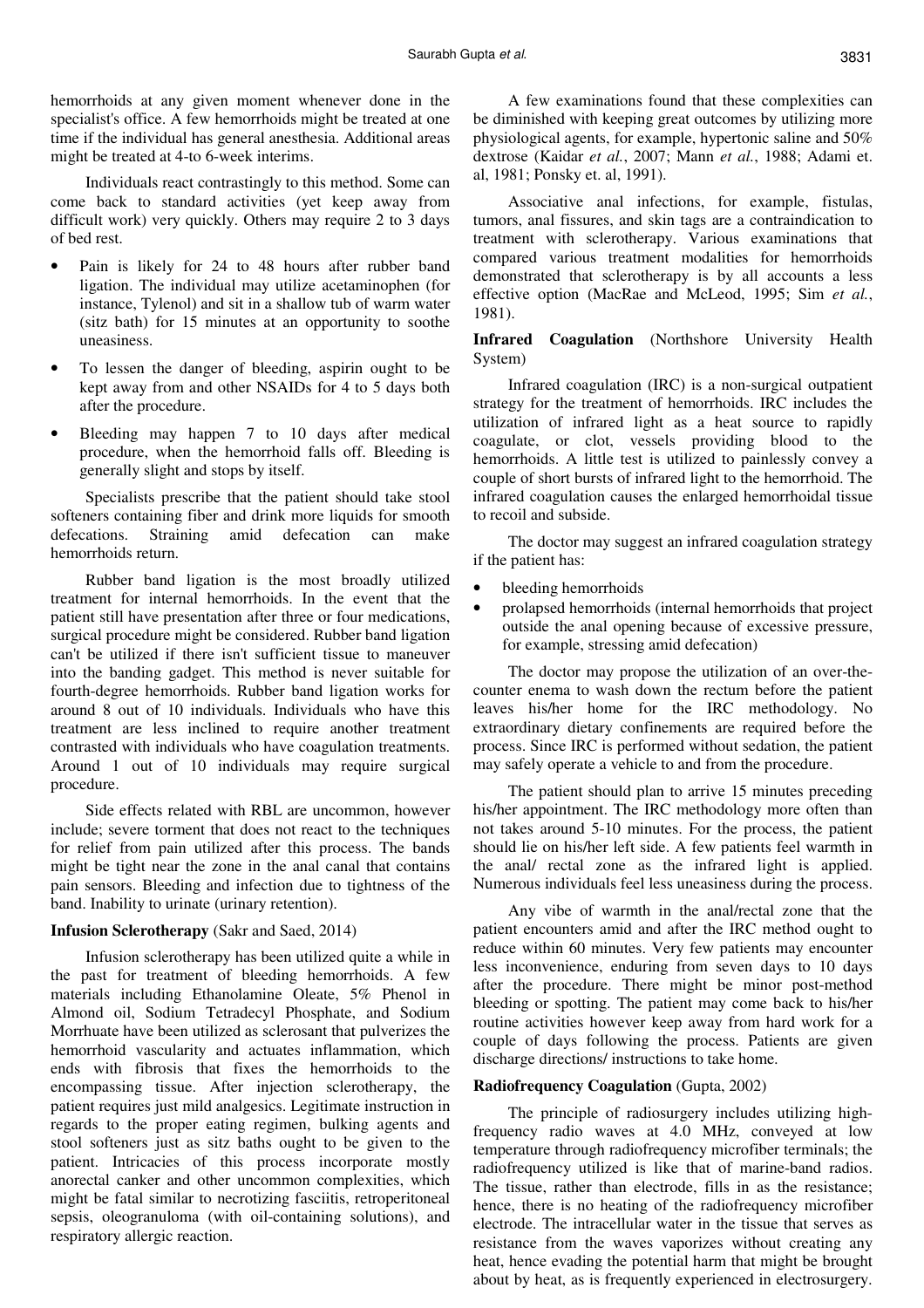hemorrhoids at any given moment whenever done in the specialist's office. A few hemorrhoids might be treated at one time if the individual has general anesthesia. Additional areas might be treated at 4-to 6-week interims.

Individuals react contrastingly to this method. Some can come back to standard activities (yet keep away from difficult work) very quickly. Others may require 2 to 3 days of bed rest.

- Pain is likely for 24 to 48 hours after rubber band ligation. The individual may utilize acetaminophen (for instance, Tylenol) and sit in a shallow tub of warm water (sitz bath) for 15 minutes at an opportunity to soothe uneasiness.
- To lessen the danger of bleeding, aspirin ought to be kept away from and other NSAIDs for 4 to 5 days both after the procedure.
- Bleeding may happen 7 to 10 days after medical procedure, when the hemorrhoid falls off. Bleeding is generally slight and stops by itself.

Specialists prescribe that the patient should take stool softeners containing fiber and drink more liquids for smooth defecations. Straining amid defecation can make hemorrhoids return.

Rubber band ligation is the most broadly utilized treatment for internal hemorrhoids. In the event that the patient still have presentation after three or four medications, surgical procedure might be considered. Rubber band ligation can't be utilized if there isn't sufficient tissue to maneuver into the banding gadget. This method is never suitable for fourth-degree hemorrhoids. Rubber band ligation works for around 8 out of 10 individuals. Individuals who have this treatment are less inclined to require another treatment contrasted with individuals who have coagulation treatments. Around 1 out of 10 individuals may require surgical procedure.

Side effects related with RBL are uncommon, however include; severe torment that does not react to the techniques for relief from pain utilized after this process. The bands might be tight near the zone in the anal canal that contains pain sensors. Bleeding and infection due to tightness of the band. Inability to urinate (urinary retention).

**Infusion Sclerotherapy** (Sakr and Saed, 2014)

Infusion sclerotherapy has been utilized quite a while in the past for treatment of bleeding hemorrhoids. A few materials including Ethanolamine Oleate, 5% Phenol in Almond oil, Sodium Tetradecyl Phosphate, and Sodium Morrhuate have been utilized as sclerosant that pulverizes the hemorrhoid vascularity and actuates inflammation, which ends with fibrosis that fixes the hemorrhoids to the encompassing tissue. After injection sclerotherapy, the patient requires just mild analgesics. Legitimate instruction in regards to the proper eating regimen, bulking agents and stool softeners just as sitz baths ought to be given to the patient. Intricacies of this process incorporate mostly anorectal canker and other uncommon complexities, which might be fatal similar to necrotizing fasciitis, retroperitoneal sepsis, oleogranuloma (with oil-containing solutions), and respiratory allergic reaction.

A few examinations found that these complexities can be diminished with keeping great outcomes by utilizing more physiological agents, for example, hypertonic saline and 50% dextrose (Kaidar *et al.*, 2007; Mann *et al.*, 1988; Adami et. al, 1981; Ponsky et. al, 1991).

Associative anal infections, for example, fistulas, tumors, anal fissures, and skin tags are a contraindication to treatment with sclerotherapy. Various examinations that compared various treatment modalities for hemorrhoids demonstrated that sclerotherapy is by all accounts a less effective option (MacRae and McLeod, 1995; Sim *et al.*, 1981).

**Infrared Coagulation** (Northshore University Health System)

Infrared coagulation (IRC) is a non-surgical outpatient strategy for the treatment of hemorrhoids. IRC includes the utilization of infrared light as a heat source to rapidly coagulate, or clot, vessels providing blood to the hemorrhoids. A little test is utilized to painlessly convey a couple of short bursts of infrared light to the hemorrhoid. The infrared coagulation causes the enlarged hemorrhoidal tissue to recoil and subside.

The doctor may suggest an infrared coagulation strategy if the patient has:

- bleeding hemorrhoids
- prolapsed hemorrhoids (internal hemorrhoids that project outside the anal opening because of excessive pressure, for example, stressing amid defecation)

The doctor may propose the utilization of an over-the-counter enema to wash down the rectum before the patient leaves his/her home for the IRC methodology. No extraordinary dietary confinements are required before the process. Since IRC is performed without sedation, the patient may safely operate a vehicle to and from the procedure.

The patient should plan to arrive 15 minutes preceding his/her appointment. The IRC methodology more often than not takes around 5-10 minutes. For the process, the patient should lie on his/her left side. A few patients feel warmth in the anal/ rectal zone as the infrared light is applied. Numerous individuals feel less uneasiness during the process.

Any vibe of warmth in the anal/rectal zone that the patient encounters amid and after the IRC method ought to reduce within 60 minutes. Very few patients may encounter less inconvenience, enduring from seven days to 10 days after the procedure. There might be minor post-method bleeding or spotting. The patient may come back to his/her routine activities however keep away from hard work for a couple of days following the process. Patients are given discharge directions/ instructions to take home.

**Radiofrequency Coagulation** (Gupta, 2002)

The principle of radiosurgery includes utilizing high-frequency radio waves at 4.0 MHz, conveyed at low temperature through radiofrequency microfiber terminals; the radiofrequency utilized is like that of marine-band radios. The tissue, rather than electrode, fills in as the resistance; hence, there is no heating of the radiofrequency microfiber electrode. The intracellular water in the tissue that serves as resistance from the waves vaporizes without creating any heat, hence evading the potential harm that might be brought about by heat, as is frequently experienced in electrosurgery.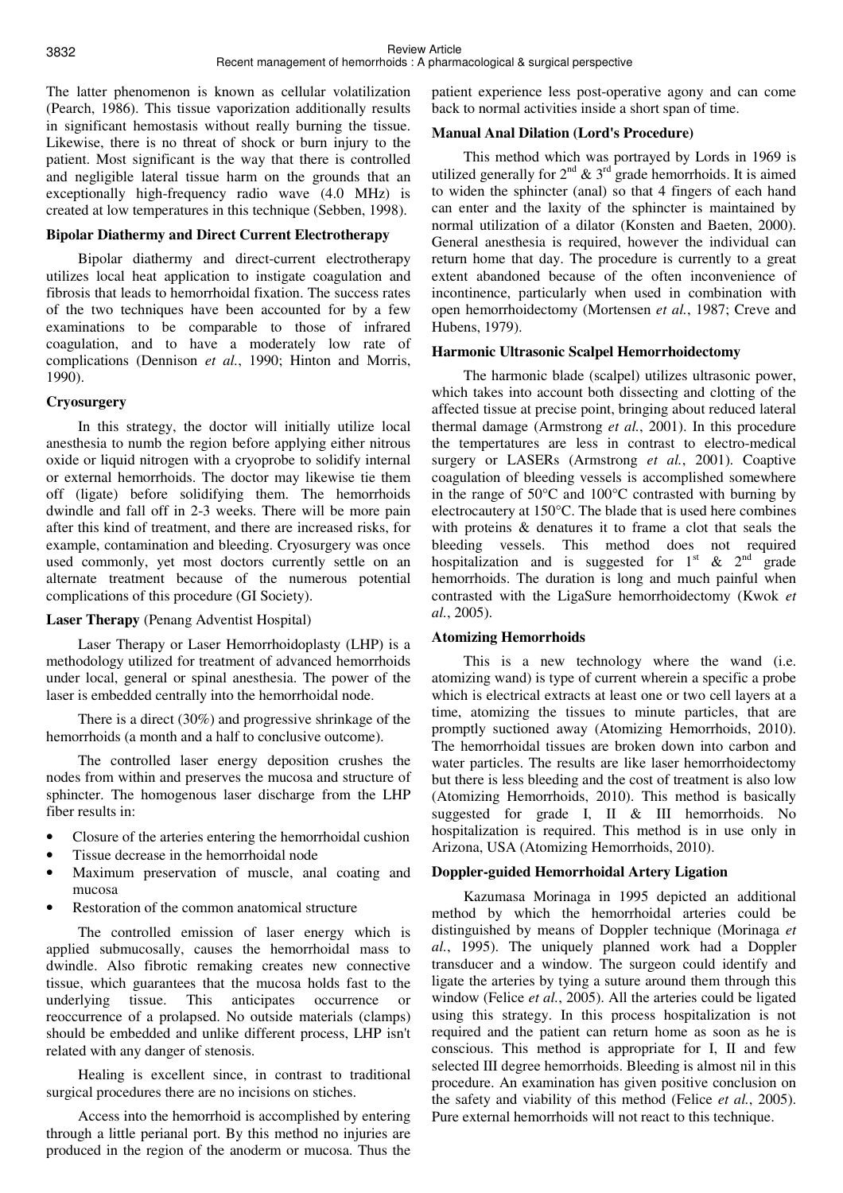The latter phenomenon is known as cellular volatilization (Pearch, 1986). This tissue vaporization additionally results in significant hemostasis without really burning the tissue. Likewise, there is no threat of shock or burn injury to the patient. Most significant is the way that there is controlled and negligible lateral tissue harm on the grounds that an exceptionally high-frequency radio wave (4.0 MHz) is created at low temperatures in this technique (Sebben, 1998).

### Bipolar Diathermy and Direct Current Electrotherapy

Bipolar diathermy and direct-current electrotherapy utilizes local heat application to instigate coagulation and fibrosis that leads to hemorrhoidal fixation. The success rates of the two techniques have been accounted for by a few examinations to be comparable to those of infrared coagulation, and to have a moderately low rate of complications (Dennison *et al.*, 1990; Hinton and Morris, 1990).

### Cryosurgery

In this strategy, the doctor will initially utilize local anesthesia to numb the region before applying either nitrous oxide or liquid nitrogen with a cryoprobe to solidify internal or external hemorrhoids. The doctor may likewise tie them off (ligate) before solidifying them. The hemorrhoids dwindle and fall off in 2-3 weeks. There will be more pain after this kind of treatment, and there are increased risks, for example, contamination and bleeding. Cryosurgery was once used commonly, yet most doctors currently settle on an alternate treatment because of the numerous potential complications of this procedure (GI Society).

### Laser Therapy (Penang Adventist Hospital)

Laser Therapy or Laser Hemorrhoidoplasty (LHP) is a methodology utilized for treatment of advanced hemorrhoids under local, general or spinal anesthesia. The power of the laser is embedded centrally into the hemorrhoidal node.

There is a direct (30%) and progressive shrinkage of the hemorrhoids (a month and a half to conclusive outcome).

The controlled laser energy deposition crushes the nodes from within and preserves the mucosa and structure of sphincter. The homogenous laser discharge from the LHP fiber results in:

- Closure of the arteries entering the hemorrhoidal cushion
- Tissue decrease in the hemorrhoidal node
- Maximum preservation of muscle, anal coating and mucosa
- Restoration of the common anatomical structure

The controlled emission of laser energy which is applied submucosally, causes the hemorrhoidal mass to dwindle. Also fibrotic remaking creates new connective tissue, which guarantees that the mucosa holds fast to the underlying tissue. This anticipates occurrence or reoccurrence of a prolapsed. No outside materials (clamps) should be embedded and unlike different process, LHP isn't related with any danger of stenosis.

Healing is excellent since, in contrast to traditional surgical procedures there are no incisions on stiches.

Access into the hemorrhoid is accomplished by entering through a little perianal port. By this method no injuries are produced in the region of the anoderm or mucosa. Thus the patient experience less post-operative agony and can come back to normal activities inside a short span of time.

### Manual Anal Dilation (Lord's Procedure)

This method which was portrayed by Lords in 1969 is utilized generally for 2nd & 3rd grade hemorrhoids. It is aimed to widen the sphincter (anal) so that 4 fingers of each hand can enter and the laxity of the sphincter is maintained by normal utilization of a dilator (Konsten and Baeten, 2000). General anesthesia is required, however the individual can return home that day. The procedure is currently to a great extent abandoned because of the often inconvenience of incontinence, particularly when used in combination with open hemorrhoidectomy (Mortensen *et al.*, 1987; Creve and Hubens, 1979).

### Harmonic Ultrasonic Scalpel Hemorrhoidectomy

The harmonic blade (scalpel) utilizes ultrasonic power, which takes into account both dissecting and clotting of the affected tissue at precise point, bringing about reduced lateral thermal damage (Armstrong *et al.*, 2001). In this procedure the tempertatures are less in contrast to electro-medical surgery or LASERs (Armstrong *et al.*, 2001). Coaptive coagulation of bleeding vessels is accomplished somewhere in the range of 50°C and 100°C contrasted with burning by electrocautery at 150°C. The blade that is used here combines with proteins & denatures it to frame a clot that seals the bleeding vessels. This method does not required hospitalization and is suggested for 1st & 2nd grade hemorrhoids. The duration is long and much painful when contrasted with the LigaSure hemorrhoidectomy (Kwok *et al.*, 2005).

### Atomizing Hemorrhoids

This is a new technology where the wand (i.e. atomizing wand) is type of current wherein a specific a probe which is electrical extracts at least one or two cell layers at a time, atomizing the tissues to minute particles, that are promptly suctioned away (Atomizing Hemorrhoids, 2010). The hemorrhoidal tissues are broken down into carbon and water particles. The results are like laser hemorrhoidectomy but there is less bleeding and the cost of treatment is also low (Atomizing Hemorrhoids, 2010). This method is basically suggested for grade I, II & III hemorrhoids. No hospitalization is required. This method is in use only in Arizona, USA (Atomizing Hemorrhoids, 2010).

### Doppler-guided Hemorrhoidal Artery Ligation

Kazumasa Morinaga in 1995 depicted an additional method by which the hemorrhoidal arteries could be distinguished by means of Doppler technique (Morinaga *et al.*, 1995). The uniquely planned work had a Doppler transducer and a window. The surgeon could identify and ligate the arteries by tying a suture around them through this window (Felice *et al.*, 2005). All the arteries could be ligated using this strategy. In this process hospitalization is not required and the patient can return home as soon as he is conscious. This method is appropriate for I, II and few selected III degree hemorrhoids. Bleeding is almost nil in this procedure. An examination has given positive conclusion on the safety and viability of this method (Felice *et al.*, 2005). Pure external hemorrhoids will not react to this technique.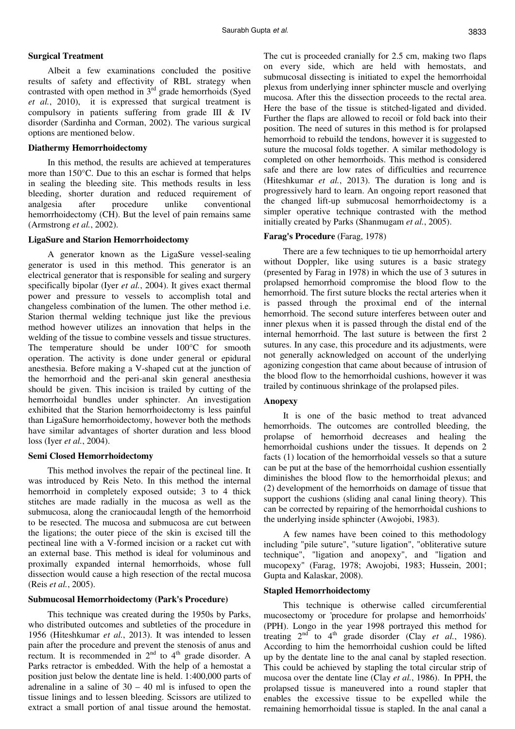### Surgical Treatment

Albeit a few examinations concluded the positive results of safety and effectivity of RBL strategy when contrasted with open method in 3[rd] grade hemorrhoids (Syed *et al.*, 2010), it is expressed that surgical treatment is compulsory in patients suffering from grade III & IV disorder (Sardinha and Corman, 2002). The various surgical options are mentioned below.

### Diathermy Hemorrhoidectomy

In this method, the results are achieved at temperatures more than 150°C. Due to this an eschar is formed that helps in sealing the bleeding site. This methods results in less bleeding, shorter duration and reduced requirement of analgesia after procedure unlike conventional hemorrhoidectomy (CH). But the level of pain remains same (Armstrong *et al.*, 2002).

### LigaSure and Starion Hemorrhoidectomy

A generator known as the LigaSure vessel-sealing generator is used in this method. This generator is an electrical generator that is responsible for sealing and surgery specifically bipolar (Iyer *et al.*, 2004). It gives exact thermal power and pressure to vessels to accomplish total and changeless combination of the lumen. The other method i.e. Starion thermal welding technique just like the previous method however utilizes an innovation that helps in the welding of the tissue to combine vessels and tissue structures. The temperature should be under 100°C for smooth operation. The activity is done under general or epidural anesthesia. Before making a V-shaped cut at the junction of the hemorrhoid and the peri-anal skin general anesthesia should be given. This incision is trailed by cutting of the hemorrhoidal bundles under sphincter. An investigation exhibited that the Starion hemorrhoidectomy is less painful than LigaSure hemorrhoidectomy, however both the methods have similar advantages of shorter duration and less blood loss (Iyer *et al.*, 2004).

### Semi Closed Hemorrhoidectomy

This method involves the repair of the pectineal line. It was introduced by Reis Neto. In this method the internal hemorrhoid in completely exposed outside; 3 to 4 thick stitches are made radially in the mucosa as well as the submucosa, along the craniocaudal length of the hemorrhoid to be resected. The mucosa and submucosa are cut between the ligations; the outer piece of the skin is excised till the pectineal line with a V-formed incision or a racket cut with an external base. This method is ideal for voluminous and proximally expanded internal hemorrhoids, whose full dissection would cause a high resection of the rectal mucosa (Reis *et al.*, 2005).

### Submucosal Hemorrhoidectomy (Park's Procedure)

This technique was created during the 1950s by Parks, who distributed outcomes and subtleties of the procedure in 1956 (Hiteshkumar *et al.*, 2013). It was intended to lessen pain after the procedure and prevent the stenosis of anus and rectum. It is recommended in 2[nd] to 4[th] grade disorder. A Parks retractor is embedded. With the help of a hemostat a position just below the dentate line is held. 1:400,000 parts of adrenaline in a saline of 30 – 40 ml is infused to open the tissue linings and to lessen bleeding. Scissors are utilized to extract a small portion of anal tissue around the hemostat. The cut is proceeded cranially for 2.5 cm, making two flaps on every side, which are held with hemostats, and submucosal dissecting is initiated to expel the hemorrhoidal plexus from underlying inner sphincter muscle and overlying mucosa. After this the dissection proceeds to the rectal area. Here the base of the tissue is stitched-ligated and divided. Further the flaps are allowed to recoil or fold back into their position. The need of sutures in this method is for prolapsed hemorrhoid to rebuild the tendons, however it is suggested to suture the mucosal folds together. A similar methodology is completed on other hemorrhoids. This method is considered safe and there are low rates of difficulties and recurrence (Hiteshkumar *et al.*, 2013). The duration is long and is progressively hard to learn. An ongoing report reasoned that the changed lift-up submucosal hemorrhoidectomy is a simpler operative technique contrasted with the method initially created by Parks (Shanmugam *et al.*, 2005).

### Farag's Procedure (Farag, 1978)

There are a few techniques to tie up hemorrhoidal artery without Doppler, like using sutures is a basic strategy (presented by Farag in 1978) in which the use of 3 sutures in prolapsed hemorrhoid compromise the blood flow to the hemorrhoid. The first suture blocks the rectal arteries when it is passed through the proximal end of the internal hemorrhoid. The second suture interferes between outer and inner plexus when it is passed through the distal end of the internal hemorrhoid. The last suture is between the first 2 sutures. In any case, this procedure and its adjustments, were not generally acknowledged on account of the underlying agonizing congestion that came about because of intrusion of the blood flow to the hemorrhoidal cushions, however it was trailed by continuous shrinkage of the prolapsed piles.

### Anopexy

It is one of the basic method to treat advanced hemorrhoids. The outcomes are controlled bleeding, the prolapse of hemorrhoid decreases and healing the hemorrhoidal cushions under the tissues. It depends on 2 facts (1) location of the hemorrhoidal vessels so that a suture can be put at the base of the hemorrhoidal cushion essentially diminishes the blood flow to the hemorrhoidal plexus; and (2) development of the hemorrhoids on damage of tissue that support the cushions (sliding anal canal lining theory). This can be corrected by repairing of the hemorrhoidal cushions to the underlying inside sphincter (Awojobi, 1983).

A few names have been coined to this methodology including "pile suture", "suture ligation", "obliterative suture technique", "ligation and anopexy", and "ligation and mucopexy" (Farag, 1978; Awojobi, 1983; Hussein, 2001; Gupta and Kalaskar, 2008).

### Stapled Hemorrhoidectomy

This technique is otherwise called circumferential mucosectomy or 'procedure for prolapse and hemorrhoids' (PPH). Longo in the year 1998 portrayed this method for treating 2[nd] to 4[th] grade disorder (Clay *et al.*, 1986). According to him the hemorrhoidal cushion could be lifted up by the dentate line to the anal canal by stapled resection. This could be achieved by stapling the total circular strip of mucosa over the dentate line (Clay *et al.*, 1986). In PPH, the prolapsed tissue is maneuvered into a round stapler that enables the excessive tissue to be expelled while the remaining hemorrhoidal tissue is stapled. In the anal canal a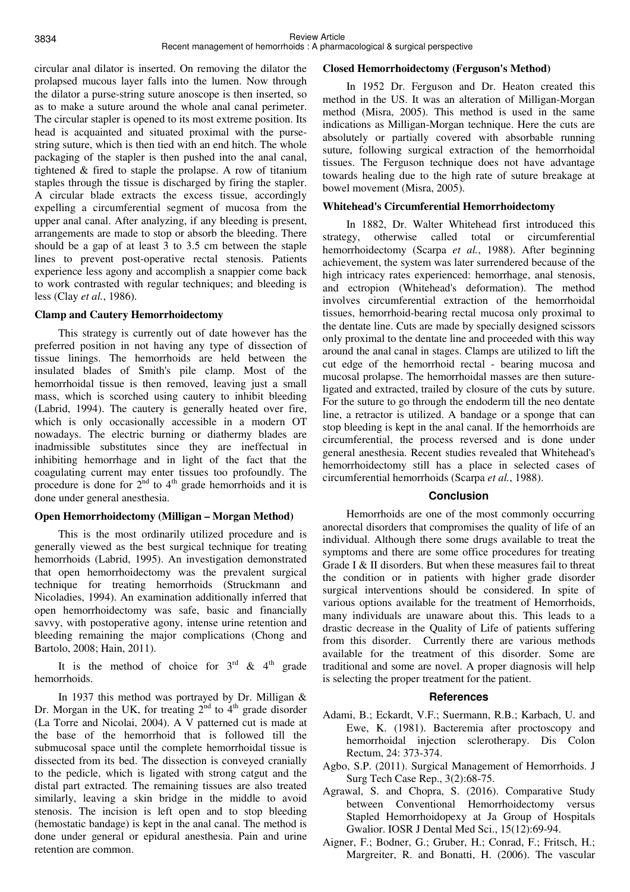circular anal dilator is inserted. On removing the dilator the prolapsed mucous layer falls into the lumen. Now through the dilator a purse-string suture anoscope is then inserted, so as to make a suture around the whole anal canal perimeter. The circular stapler is opened to its most extreme position. Its head is acquainted and situated proximal with the purse-string suture, which is then tied with an end hitch. The whole packaging of the stapler is then pushed into the anal canal, tightened & fired to staple the prolapse. A row of titanium staples through the tissue is discharged by firing the stapler. A circular blade extracts the excess tissue, accordingly expelling a circumferential segment of mucosa from the upper anal canal. After analyzing, if any bleeding is present, arrangements are made to stop or absorb the bleeding. There should be a gap of at least 3 to 3.5 cm between the staple lines to prevent post-operative rectal stenosis. Patients experience less agony and accomplish a snappier come back to work contrasted with regular techniques; and bleeding is less (Clay *et al.*, 1986).

### Clamp and Cautery Hemorrhoidectomy

This strategy is currently out of date however has the preferred position in not having any type of dissection of tissue linings. The hemorrhoids are held between the insulated blades of Smith's pile clamp. Most of the hemorrhoidal tissue is then removed, leaving just a small mass, which is scorched using cautery to inhibit bleeding (Labrid, 1994). The cautery is generally heated over fire, which is only occasionally accessible in a modern OT nowadays. The electric burning or diathermy blades are inadmissible substitutes since they are ineffectual in inhibiting hemorrhage and in light of the fact that the coagulating current may enter tissues too profoundly. The procedure is done for 2nd to 4th grade hemorrhoids and it is done under general anesthesia.

### Open Hemorrhoidectomy (Milligan – Morgan Method)

This is the most ordinarily utilized procedure and is generally viewed as the best surgical technique for treating hemorrhoids (Labrid, 1995). An investigation demonstrated that open hemorrhoidectomy was the prevalent surgical technique for treating hemorrhoids (Struckmann and Nicoladies, 1994). An examination additionally inferred that open hemorrhoidectomy was safe, basic and financially savvy, with postoperative agony, intense urine retention and bleeding remaining the major complications (Chong and Bartolo, 2008; Hain, 2011).

It is the method of choice for 3rd & 4th grade hemorrhoids.

In 1937 this method was portrayed by Dr. Milligan & Dr. Morgan in the UK, for treating 2nd to 4th grade disorder (La Torre and Nicolai, 2004). A V patterned cut is made at the base of the hemorrhoid that is followed till the submucosal space until the complete hemorrhoidal tissue is dissected from its bed. The dissection is conveyed cranially to the pedicle, which is ligated with strong catgut and the distal part extracted. The remaining tissues are also treated similarly, leaving a skin bridge in the middle to avoid stenosis. The incision is left open and to stop bleeding (hemostatic bandage) is kept in the anal canal. The method is done under general or epidural anesthesia. Pain and urine retention are common.

### Closed Hemorrhoidectomy (Ferguson's Method)

In 1952 Dr. Ferguson and Dr. Heaton created this method in the US. It was an alteration of Milligan-Morgan method (Misra, 2005). This method is used in the same indications as Milligan-Morgan technique. Here the cuts are absolutely or partially covered with absorbable running suture, following surgical extraction of the hemorrhoidal tissues. The Ferguson technique does not have advantage towards healing due to the high rate of suture breakage at bowel movement (Misra, 2005).

### Whitehead's Circumferential Hemorrhoidectomy

In 1882, Dr. Walter Whitehead first introduced this strategy, otherwise called total or circumferential hemorrhoidectomy (Scarpa *et al.*, 1988). After beginning achievement, the system was later surrendered because of the high intricacy rates experienced: hemorrhage, anal stenosis, and ectropion (Whitehead's deformation). The method involves circumferential extraction of the hemorrhoidal tissues, hemorrhoid-bearing rectal mucosa only proximal to the dentate line. Cuts are made by specially designed scissors only proximal to the dentate line and proceeded with this way around the anal canal in stages. Clamps are utilized to lift the cut edge of the hemorrhoid rectal - bearing mucosa and mucosal prolapse. The hemorrhoidal masses are then suture-ligated and extracted, trailed by closure of the cuts by suture. For the suture to go through the endoderm till the neo dentate line, a retractor is utilized. A bandage or a sponge that can stop bleeding is kept in the anal canal. If the hemorrhoids are circumferential, the process reversed and is done under general anesthesia. Recent studies revealed that Whitehead's hemorrhoidectomy still has a place in selected cases of circumferential hemorrhoids (Scarpa *et al.*, 1988).

## Conclusion

Hemorrhoids are one of the most commonly occurring anorectal disorders that compromises the quality of life of an individual. Although there some drugs available to treat the symptoms and there are some office procedures for treating Grade I & II disorders. But when these measures fail to threat the condition or in patients with higher grade disorder surgical interventions should be considered. In spite of various options available for the treatment of Hemorrhoids, many individuals are unaware about this. This leads to a drastic decrease in the Quality of Life of patients suffering from this disorder. Currently there are various methods available for the treatment of this disorder. Some are traditional and some are novel. A proper diagnosis will help is selecting the proper treatment for the patient.

## References

Adami, B.; Eckardt, V.F.; Suermann, R.B.; Karbach, U. and Ewe, K. (1981). Bacteremia after proctoscopy and hemorrhoidal injection sclerotherapy. Dis Colon Rectum, 24: 373-374.

Agbo, S.P. (2011). Surgical Management of Hemorrhoids. J Surg Tech Case Rep., 3(2):68-75.

Agrawal, S. and Chopra, S. (2016). Comparative Study between Conventional Hemorrhoidectomy versus Stapled Hemorrhoidopexy at Ja Group of Hospitals Gwalior. IOSR J Dental Med Sci., 15(12):69-94.

Aigner, F.; Bodner, G.; Gruber, H.; Conrad, F.; Fritsch, H.; Margreiter, R. and Bonatti, H. (2006). The vascular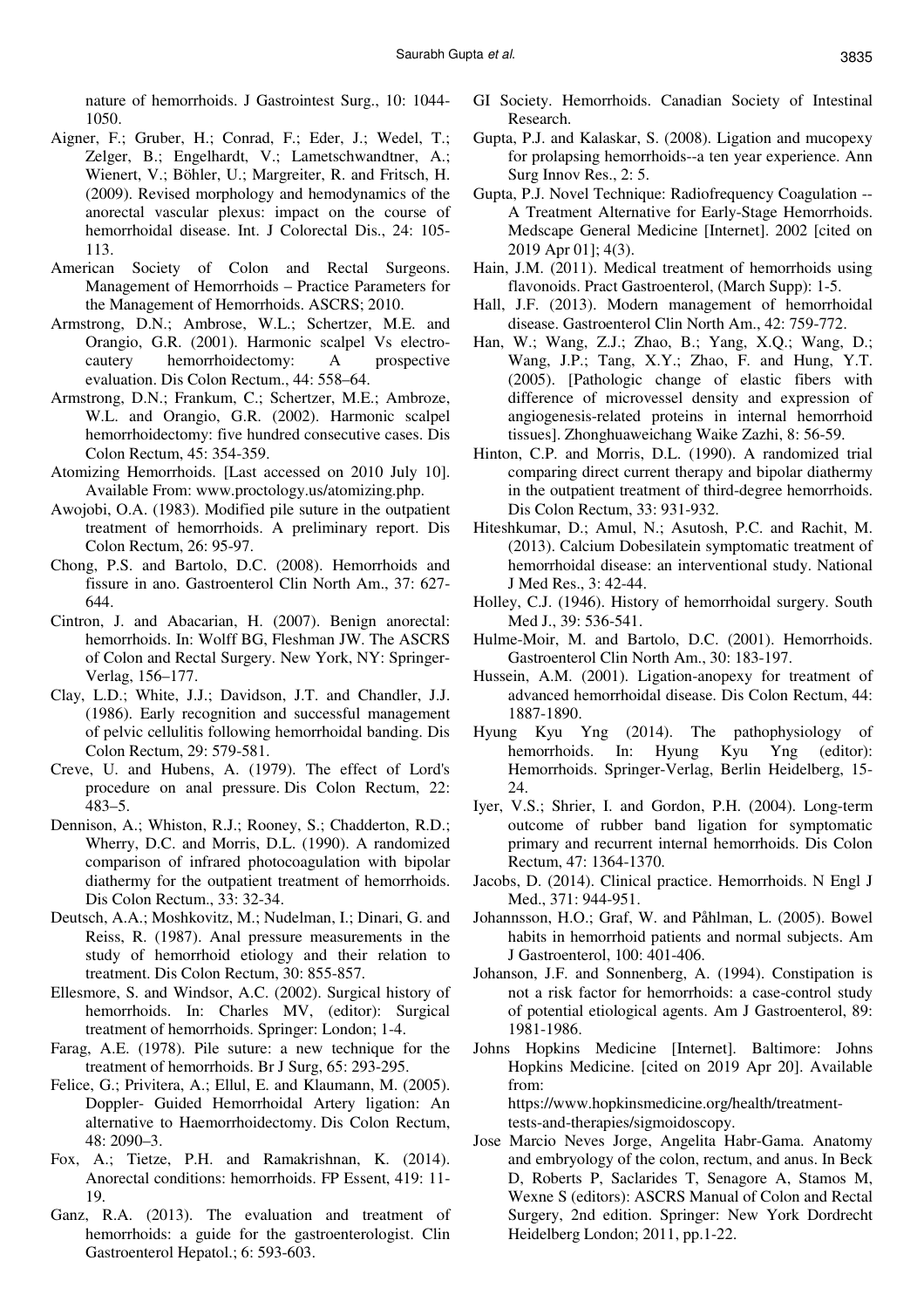nature of hemorrhoids. J Gastrointest Surg., 10: 1044-1050.

Aigner, F.; Gruber, H.; Conrad, F.; Eder, J.; Wedel, T.; Zelger, B.; Engelhardt, V.; Lametschwandtner, A.; Wienert, V.; Böhler, U.; Margreiter, R. and Fritsch, H. (2009). Revised morphology and hemodynamics of the anorectal vascular plexus: impact on the course of hemorrhoidal disease. Int. J Colorectal Dis., 24: 105-113.

American Society of Colon and Rectal Surgeons. Management of Hemorrhoids – Practice Parameters for the Management of Hemorrhoids. ASCRS; 2010.

Armstrong, D.N.; Ambrose, W.L.; Schertzer, M.E. and Orangio, G.R. (2001). Harmonic scalpel Vs electrocautery hemorrhoidectomy: A prospective evaluation. Dis Colon Rectum., 44: 558–64.

Armstrong, D.N.; Frankum, C.; Schertzer, M.E.; Ambroze, W.L. and Orangio, G.R. (2002). Harmonic scalpel hemorrhoidectomy: five hundred consecutive cases. Dis Colon Rectum, 45: 354-359.

Atomizing Hemorrhoids. [Last accessed on 2010 July 10]. Available From: www.proctology.us/atomizing.php.

Awojobi, O.A. (1983). Modified pile suture in the outpatient treatment of hemorrhoids. A preliminary report. Dis Colon Rectum, 26: 95-97.

Chong, P.S. and Bartolo, D.C. (2008). Hemorrhoids and fissure in ano. Gastroenterol Clin North Am., 37: 627-644.

Cintron, J. and Abacarian, H. (2007). Benign anorectal: hemorrhoids. In: Wolff BG, Fleshman JW. The ASCRS of Colon and Rectal Surgery. New York, NY: Springer-Verlag, 156–177.

Clay, L.D.; White, J.J.; Davidson, J.T. and Chandler, J.J. (1986). Early recognition and successful management of pelvic cellulitis following hemorrhoidal banding. Dis Colon Rectum, 29: 579-581.

Creve, U. and Hubens, A. (1979). The effect of Lord's procedure on anal pressure. Dis Colon Rectum, 22: 483–5.

Dennison, A.; Whiston, R.J.; Rooney, S.; Chadderton, R.D.; Wherry, D.C. and Morris, D.L. (1990). A randomized comparison of infrared photocoagulation with bipolar diathermy for the outpatient treatment of hemorrhoids. Dis Colon Rectum., 33: 32-34.

Deutsch, A.A.; Moshkovitz, M.; Nudelman, I.; Dinari, G. and Reiss, R. (1987). Anal pressure measurements in the study of hemorrhoid etiology and their relation to treatment. Dis Colon Rectum, 30: 855-857.

Ellesmore, S. and Windsor, A.C. (2002). Surgical history of hemorrhoids. In: Charles MV, (editor): Surgical treatment of hemorrhoids. Springer: London; 1-4.

Farag, A.E. (1978). Pile suture: a new technique for the treatment of hemorrhoids. Br J Surg, 65: 293-295.

Felice, G.; Privitera, A.; Ellul, E. and Klaumann, M. (2005). Doppler- Guided Hemorrhoidal Artery ligation: An alternative to Haemorrhoidectomy. Dis Colon Rectum, 48: 2090–3.

Fox, A.; Tietze, P.H. and Ramakrishnan, K. (2014). Anorectal conditions: hemorrhoids. FP Essent, 419: 11-19.

Ganz, R.A. (2013). The evaluation and treatment of hemorrhoids: a guide for the gastroenterologist. Clin Gastroenterol Hepatol.; 6: 593-603.

GI Society. Hemorrhoids. Canadian Society of Intestinal Research.

Gupta, P.J. and Kalaskar, S. (2008). Ligation and mucopexy for prolapsing hemorrhoids--a ten year experience. Ann Surg Innov Res., 2: 5.

Gupta, P.J. Novel Technique: Radiofrequency Coagulation -- A Treatment Alternative for Early-Stage Hemorrhoids. Medscape General Medicine [Internet]. 2002 [cited on 2019 Apr 01]; 4(3).

Hain, J.M. (2011). Medical treatment of hemorrhoids using flavonoids. Pract Gastroenterol, (March Supp): 1-5.

Hall, J.F. (2013). Modern management of hemorrhoidal disease. Gastroenterol Clin North Am., 42: 759-772.

Han, W.; Wang, Z.J.; Zhao, B.; Yang, X.Q.; Wang, D.; Wang, J.P.; Tang, X.Y.; Zhao, F. and Hung, Y.T. (2005). [Pathologic change of elastic fibers with difference of microvessel density and expression of angiogenesis-related proteins in internal hemorrhoid tissues]. Zhonghuaweichang Waike Zazhi, 8: 56-59.

Hinton, C.P. and Morris, D.L. (1990). A randomized trial comparing direct current therapy and bipolar diathermy in the outpatient treatment of third-degree hemorrhoids. Dis Colon Rectum, 33: 931-932.

Hiteshkumar, D.; Amul, N.; Asutosh, P.C. and Rachit, M. (2013). Calcium Dobesilatein symptomatic treatment of hemorrhoidal disease: an interventional study. National J Med Res., 3: 42-44.

Holley, C.J. (1946). History of hemorrhoidal surgery. South Med J., 39: 536-541.

Hulme-Moir, M. and Bartolo, D.C. (2001). Hemorrhoids. Gastroenterol Clin North Am., 30: 183-197.

Hussein, A.M. (2001). Ligation-anopexy for treatment of advanced hemorrhoidal disease. Dis Colon Rectum, 44: 1887-1890.

Hyung Kyu Yng (2014). The pathophysiology of hemorrhoids. In: Hyung Kyu Yng (editor): Hemorrhoids. Springer-Verlag, Berlin Heidelberg, 15-24.

Iyer, V.S.; Shrier, I. and Gordon, P.H. (2004). Long-term outcome of rubber band ligation for symptomatic primary and recurrent internal hemorrhoids. Dis Colon Rectum, 47: 1364-1370.

Jacobs, D. (2014). Clinical practice. Hemorrhoids. N Engl J Med., 371: 944-951.

Johannsson, H.O.; Graf, W. and Påhlman, L. (2005). Bowel habits in hemorrhoid patients and normal subjects. Am J Gastroenterol, 100: 401-406.

Johanson, J.F. and Sonnenberg, A. (1994). Constipation is not a risk factor for hemorrhoids: a case-control study of potential etiological agents. Am J Gastroenterol, 89: 1981-1986.

Johns Hopkins Medicine [Internet]. Baltimore: Johns Hopkins Medicine. [cited on 2019 Apr 20]. Available from: https://www.hopkinsmedicine.org/health/treatment-tests-and-therapies/sigmoidoscopy.

Jose Marcio Neves Jorge, Angelita Habr-Gama. Anatomy and embryology of the colon, rectum, and anus. In Beck D, Roberts P, Saclarides T, Senagore A, Stamos M, Wexne S (editors): ASCRS Manual of Colon and Rectal Surgery, 2nd edition. Springer: New York Dordrecht Heidelberg London; 2011, pp.1-22.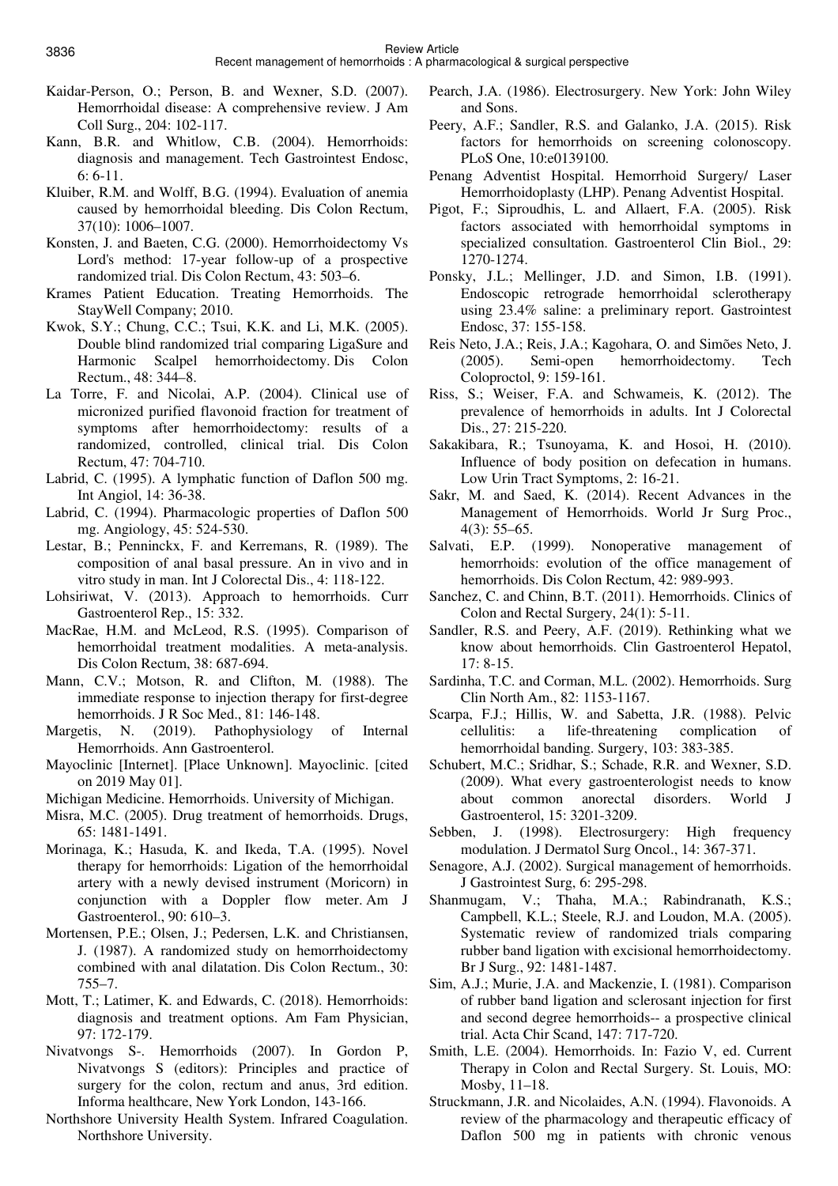Kaidar-Person, O.; Person, B. and Wexner, S.D. (2007). Hemorrhoidal disease: A comprehensive review. J Am Coll Surg., 204: 102-117.

Kann, B.R. and Whitlow, C.B. (2004). Hemorrhoids: diagnosis and management. Tech Gastrointest Endosc, 6: 6-11.

Kluiber, R.M. and Wolff, B.G. (1994). Evaluation of anemia caused by hemorrhoidal bleeding. Dis Colon Rectum, 37(10): 1006–1007.

Konsten, J. and Baeten, C.G. (2000). Hemorrhoidectomy Vs Lord's method: 17-year follow-up of a prospective randomized trial. Dis Colon Rectum, 43: 503–6.

Krames Patient Education. Treating Hemorrhoids. The StayWell Company; 2010.

Kwok, S.Y.; Chung, C.C.; Tsui, K.K. and Li, M.K. (2005). Double blind randomized trial comparing LigaSure and Harmonic Scalpel hemorrhoidectomy. Dis Colon Rectum., 48: 344–8.

La Torre, F. and Nicolai, A.P. (2004). Clinical use of micronized purified flavonoid fraction for treatment of symptoms after hemorrhoidectomy: results of a randomized, controlled, clinical trial. Dis Colon Rectum, 47: 704-710.

Labrid, C. (1995). A lymphatic function of Daflon 500 mg. Int Angiol, 14: 36-38.

Labrid, C. (1994). Pharmacologic properties of Daflon 500 mg. Angiology, 45: 524-530.

Lestar, B.; Penninckx, F. and Kerremans, R. (1989). The composition of anal basal pressure. An in vivo and in vitro study in man. Int J Colorectal Dis., 4: 118-122.

Lohsiriwat, V. (2013). Approach to hemorrhoids. Curr Gastroenterol Rep., 15: 332.

MacRae, H.M. and McLeod, R.S. (1995). Comparison of hemorrhoidal treatment modalities. A meta-analysis. Dis Colon Rectum, 38: 687-694.

Mann, C.V.; Motson, R. and Clifton, M. (1988). The immediate response to injection therapy for first-degree hemorrhoids. J R Soc Med., 81: 146-148.

Margetis, N. (2019). Pathophysiology of Internal Hemorrhoids. Ann Gastroenterol.

Mayoclinic [Internet]. [Place Unknown]. Mayoclinic. [cited on 2019 May 01].

Michigan Medicine. Hemorrhoids. University of Michigan.

Misra, M.C. (2005). Drug treatment of hemorrhoids. Drugs, 65: 1481-1491.

Morinaga, K.; Hasuda, K. and Ikeda, T.A. (1995). Novel therapy for hemorrhoids: Ligation of the hemorrhoidal artery with a newly devised instrument (Moricorn) in conjunction with a Doppler flow meter. Am J Gastroenterol., 90: 610–3.

Mortensen, P.E.; Olsen, J.; Pedersen, L.K. and Christiansen, J. (1987). A randomized study on hemorrhoidectomy combined with anal dilatation. Dis Colon Rectum., 30: 755–7.

Mott, T.; Latimer, K. and Edwards, C. (2018). Hemorrhoids: diagnosis and treatment options. Am Fam Physician, 97: 172-179.

Nivatvongs S-. Hemorrhoids (2007). In Gordon P, Nivatvongs S (editors): Principles and practice of surgery for the colon, rectum and anus, 3rd edition. Informa healthcare, New York London, 143-166.

Northshore University Health System. Infrared Coagulation. Northshore University.

Pearch, J.A. (1986). Electrosurgery. New York: John Wiley and Sons.

Peery, A.F.; Sandler, R.S. and Galanko, J.A. (2015). Risk factors for hemorrhoids on screening colonoscopy. PLoS One, 10:e0139100.

Penang Adventist Hospital. Hemorrhoid Surgery/ Laser Hemorrhoidoplasty (LHP). Penang Adventist Hospital.

Pigot, F.; Siproudhis, L. and Allaert, F.A. (2005). Risk factors associated with hemorrhoidal symptoms in specialized consultation. Gastroenterol Clin Biol., 29: 1270-1274.

Ponsky, J.L.; Mellinger, J.D. and Simon, I.B. (1991). Endoscopic retrograde hemorrhoidal sclerotherapy using 23.4% saline: a preliminary report. Gastrointest Endosc, 37: 155-158.

Reis Neto, J.A.; Reis, J.A.; Kagohara, O. and Simões Neto, J. (2005). Semi-open hemorrhoidectomy. Tech Coloproctol, 9: 159-161.

Riss, S.; Weiser, F.A. and Schwameis, K. (2012). The prevalence of hemorrhoids in adults. Int J Colorectal Dis., 27: 215-220.

Sakakibara, R.; Tsunoyama, K. and Hosoi, H. (2010). Influence of body position on defecation in humans. Low Urin Tract Symptoms, 2: 16-21.

Sakr, M. and Saed, K. (2014). Recent Advances in the Management of Hemorrhoids. World Jr Surg Proc., 4(3): 55–65.

Salvati, E.P. (1999). Nonoperative management of hemorrhoids: evolution of the office management of hemorrhoids. Dis Colon Rectum, 42: 989-993.

Sanchez, C. and Chinn, B.T. (2011). Hemorrhoids. Clinics of Colon and Rectal Surgery, 24(1): 5-11.

Sandler, R.S. and Peery, A.F. (2019). Rethinking what we know about hemorrhoids. Clin Gastroenterol Hepatol, 17: 8-15.

Sardinha, T.C. and Corman, M.L. (2002). Hemorrhoids. Surg Clin North Am., 82: 1153-1167.

Scarpa, F.J.; Hillis, W. and Sabetta, J.R. (1988). Pelvic cellulitis: a life-threatening complication of hemorrhoidal banding. Surgery, 103: 383-385.

Schubert, M.C.; Sridhar, S.; Schade, R.R. and Wexner, S.D. (2009). What every gastroenterologist needs to know about common anorectal disorders. World J Gastroenterol, 15: 3201-3209.

Sebben, J. (1998). Electrosurgery: High frequency modulation. J Dermatol Surg Oncol., 14: 367-371.

Senagore, A.J. (2002). Surgical management of hemorrhoids. J Gastrointest Surg, 6: 295-298.

Shanmugam, V.; Thaha, M.A.; Rabindranath, K.S.; Campbell, K.L.; Steele, R.J. and Loudon, M.A. (2005). Systematic review of randomized trials comparing rubber band ligation with excisional hemorrhoidectomy. Br J Surg., 92: 1481-1487.

Sim, A.J.; Murie, J.A. and Mackenzie, I. (1981). Comparison of rubber band ligation and sclerosant injection for first and second degree hemorrhoids-- a prospective clinical trial. Acta Chir Scand, 147: 717-720.

Smith, L.E. (2004). Hemorrhoids. In: Fazio V, ed. Current Therapy in Colon and Rectal Surgery. St. Louis, MO: Mosby, 11–18.

Struckmann, J.R. and Nicolaides, A.N. (1994). Flavonoids. A review of the pharmacology and therapeutic efficacy of Daflon 500 mg in patients with chronic venous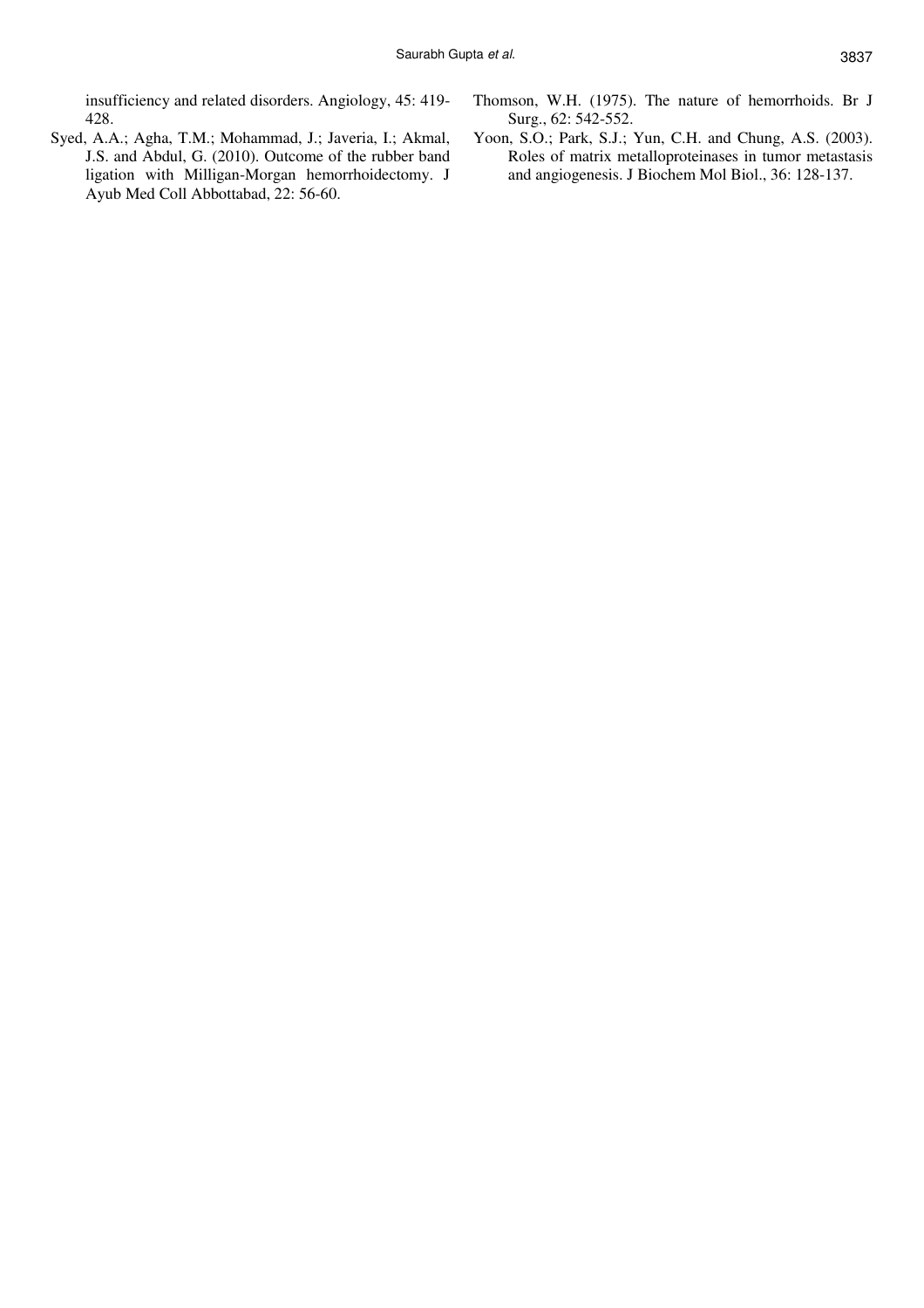insufficiency and related disorders. Angiology, 45: 419-428.

Syed, A.A.; Agha, T.M.; Mohammad, J.; Javeria, I.; Akmal, J.S. and Abdul, G. (2010). Outcome of the rubber band ligation with Milligan-Morgan hemorrhoidectomy. J Ayub Med Coll Abbottabad, 22: 56-60.

Thomson, W.H. (1975). The nature of hemorrhoids. Br J Surg., 62: 542-552.

Yoon, S.O.; Park, S.J.; Yun, C.H. and Chung, A.S. (2003). Roles of matrix metalloproteinases in tumor metastasis and angiogenesis. J Biochem Mol Biol., 36: 128-137.